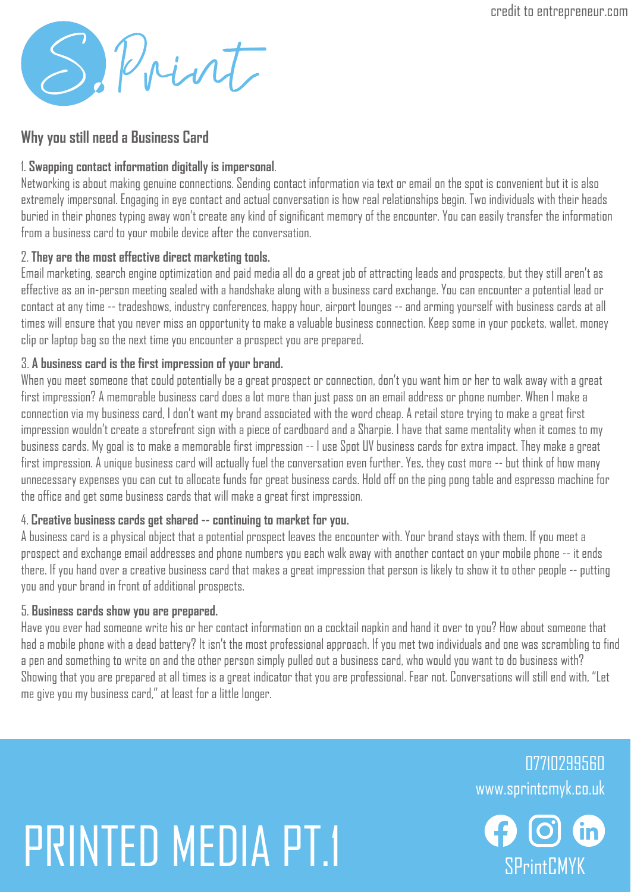credit to entrepreneur.com

S. Print

## Why you still need a Business Card

1. **Swapping contact information digitally is impersonal**.

Networking is about making genuine connections. Sending contact information via text or email on the spot is convenient but it is also extremely impersonal. Engaging in eye contact and actual conversation is how real relationships begin. Two individuals with their heads buried in their phones typing away won't create any kind of significant memory of the encounter. You can easily transfer the information from a business card to your mobile device after the conversation.

2. **They are the most effective direct marketing tools.**

Email marketing, search engine optimization and paid media all do a great job of attracting leads and prospects, but they still aren't as effective as an in-person meeting sealed with a handshake along with a business card exchange. You can encounter a potential lead or contact at any time -- tradeshows, industry conferences, happy hour, airport lounges -- and arming yourself with business cards at all times will ensure that you never miss an opportunity to make a valuable business connection. Keep some in your pockets, wallet, money clip or laptop bag so the next time you encounter a prospect you are prepared.

3. **A business card is the first impression of your brand.**

When you meet someone that could potentially be a great prospect or connection, don't you want him or her to walk away with a great first impression? A memorable business card does a lot more than just pass on an email address or phone number. When I make a connection via my business card, I don't want my brand associated with the word cheap. A retail store trying to make a great first impression wouldn't create a storefront sign with a piece of cardboard and a Sharpie. I have that same mentality when it comes to my business cards. My goal is to make a memorable first impression -- I use Spot UV business cards for extra impact. They make a great first impression. A unique business card will actually fuel the conversation even further. Yes, they cost more -- but think of how many unnecessary expenses you can cut to allocate funds for great business cards. Hold off on the ping pong table and espresso machine for the office and get some business cards that will make a great first impression.

4. **Creative business cards get shared -- continuing to market for you.**

A business card is a physical object that a potential prospect leaves the encounter with. Your brand stays with them. If you meet a prospect and exchange email addresses and phone numbers you each walk away with another contact on your mobile phone -- it ends there. If you hand over a creative business card that makes a great impression that person is likely to show it to other people -- putting you and your brand in front of additional prospects.

5. **Business cards show you are prepared.**

Have you ever had someone write his or her contact information on a cocktail napkin and hand it over to you? How about someone that had a mobile phone with a dead battery? It isn't the most professional approach. If you met two individuals and one was scrambling to find a pen and something to write on and the other person simply pulled out a business card, who would you want to do business with? Showing that you are prepared at all times is a great indicator that you are professional. Fear not. Conversations will still end with, "Let me give you my business card," at least for a little longer.

# PRINTED MEDIA PT.1

07710299560
www.sprintcmyk.co.uk
SPrintCMYK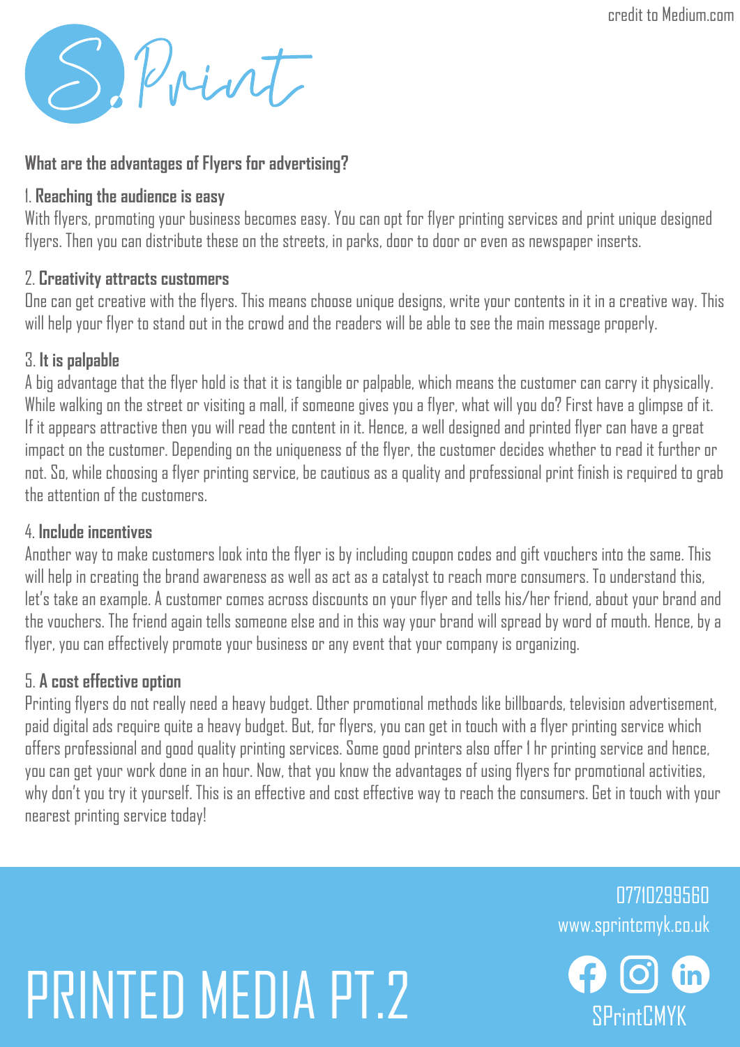credit to Medium.com

S. Print

**What are the advantages of Flyers for advertising?**

1. **Reaching the audience is easy**

With flyers, promoting your business becomes easy. You can opt for flyer printing services and print unique designed flyers. Then you can distribute these on the streets, in parks, door to door or even as newspaper inserts.

2. **Creativity attracts customers**

One can get creative with the flyers. This means choose unique designs, write your contents in it in a creative way. This will help your flyer to stand out in the crowd and the readers will be able to see the main message properly.

3. **It is palpable**

A big advantage that the flyer hold is that it is tangible or palpable, which means the customer can carry it physically. While walking on the street or visiting a mall, if someone gives you a flyer, what will you do? First have a glimpse of it. If it appears attractive then you will read the content in it. Hence, a well designed and printed flyer can have a great impact on the customer. Depending on the uniqueness of the flyer, the customer decides whether to read it further or not. So, while choosing a flyer printing service, be cautious as a quality and professional print finish is required to grab the attention of the customers.

4. **Include incentives**

Another way to make customers look into the flyer is by including coupon codes and gift vouchers into the same. This will help in creating the brand awareness as well as act as a catalyst to reach more consumers. To understand this, let's take an example. A customer comes across discounts on your flyer and tells his/her friend, about your brand and the vouchers. The friend again tells someone else and in this way your brand will spread by word of mouth. Hence, by a flyer, you can effectively promote your business or any event that your company is organizing.

5. **A cost effective option**

Printing flyers do not really need a heavy budget. Other promotional methods like billboards, television advertisement, paid digital ads require quite a heavy budget. But, for flyers, you can get in touch with a flyer printing service which offers professional and good quality printing services. Some good printers also offer 1 hr printing service and hence, you can get your work done in an hour. Now, that you know the advantages of using flyers for promotional activities, why don't you try it yourself. This is an effective and cost effective way to reach the consumers. Get in touch with your nearest printing service today!

07710299560
www.sprintcmyk.co.uk

# PRINTED MEDIA PT.2

SPrintCMYK